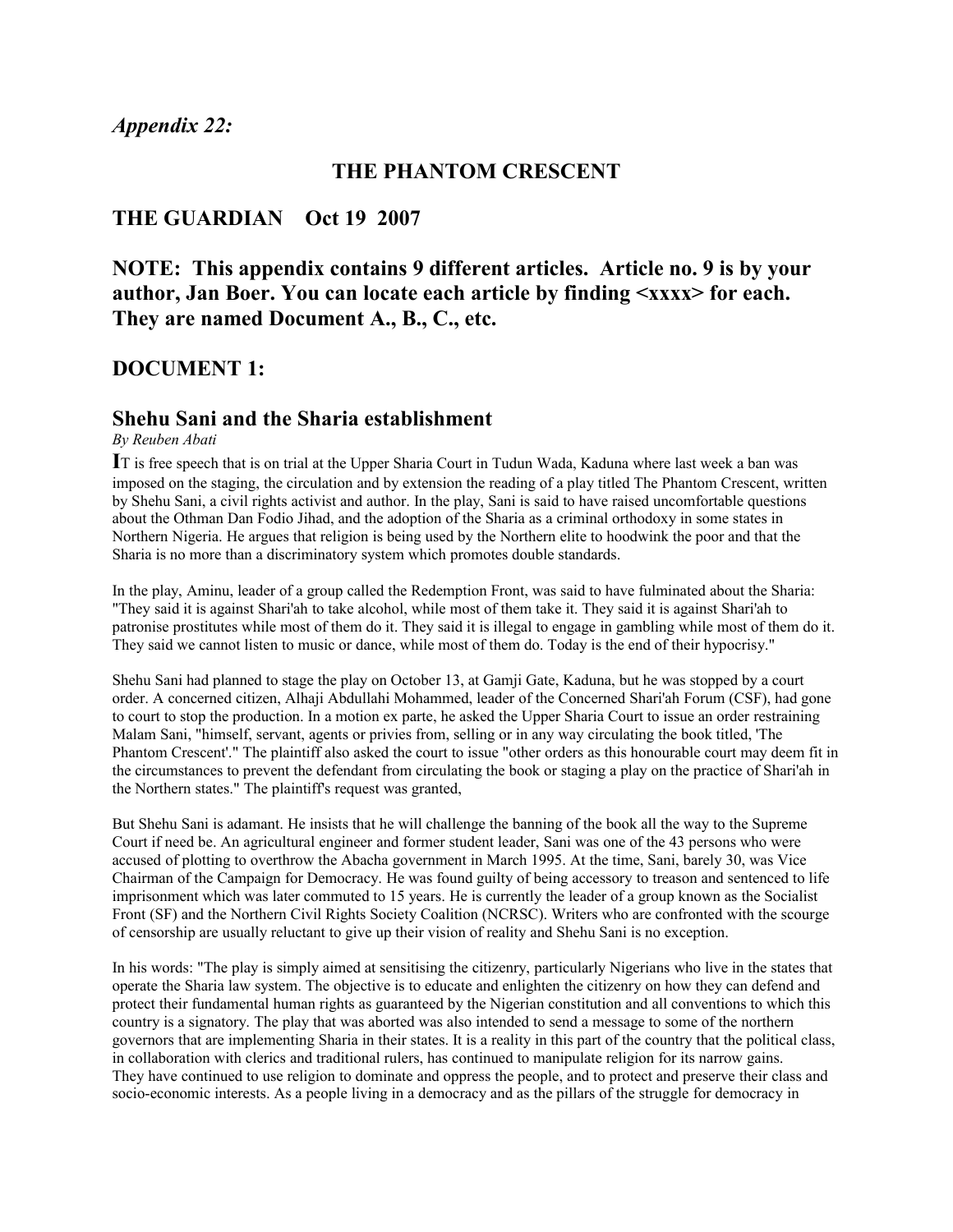## *Appendix 22:*

# THE PHANTOM CRESCENT

## THE GUARDIAN Oct 19 2007

## NOTE: This appendix contains 9 different articles. Article no. 9 is by your author, Jan Boer. You can locate each article by finding <xxxx> for each. They are named Document A., B., C., etc.

## DOCUMENT 1:

### Shehu Sani and the Sharia establishment

*By Reuben Abati*

**I**T is free speech that is on trial at the Upper Sharia Court in Tudun Wada, Kaduna where last week a ban was imposed on the staging, the circulation and by extension the reading of a play titled The Phantom Crescent, written by Shehu Sani, a civil rights activist and author. In the play, Sani is said to have raised uncomfortable questions about the Othman Dan Fodio Jihad, and the adoption of the Sharia as a criminal orthodoxy in some states in Northern Nigeria. He argues that religion is being used by the Northern elite to hoodwink the poor and that the Sharia is no more than a discriminatory system which promotes double standards.

In the play, Aminu, leader of a group called the Redemption Front, was said to have fulminated about the Sharia: "They said it is against Shari'ah to take alcohol, while most of them take it. They said it is against Shari'ah to patronise prostitutes while most of them do it. They said it is illegal to engage in gambling while most of them do it. They said we cannot listen to music or dance, while most of them do. Today is the end of their hypocrisy."

Shehu Sani had planned to stage the play on October 13, at Gamji Gate, Kaduna, but he was stopped by a court order. A concerned citizen, Alhaji Abdullahi Mohammed, leader of the Concerned Shari'ah Forum (CSF), had gone to court to stop the production. In a motion ex parte, he asked the Upper Sharia Court to issue an order restraining Malam Sani, "himself, servant, agents or privies from, selling or in any way circulating the book titled, 'The Phantom Crescent'." The plaintiff also asked the court to issue "other orders as this honourable court may deem fit in the circumstances to prevent the defendant from circulating the book or staging a play on the practice of Shari'ah in the Northern states." The plaintiff's request was granted,

But Shehu Sani is adamant. He insists that he will challenge the banning of the book all the way to the Supreme Court if need be. An agricultural engineer and former student leader, Sani was one of the 43 persons who were accused of plotting to overthrow the Abacha government in March 1995. At the time, Sani, barely 30, was Vice Chairman of the Campaign for Democracy. He was found guilty of being accessory to treason and sentenced to life imprisonment which was later commuted to 15 years. He is currently the leader of a group known as the Socialist Front (SF) and the Northern Civil Rights Society Coalition (NCRSC). Writers who are confronted with the scourge of censorship are usually reluctant to give up their vision of reality and Shehu Sani is no exception.

In his words: "The play is simply aimed at sensitising the citizenry, particularly Nigerians who live in the states that operate the Sharia law system. The objective is to educate and enlighten the citizenry on how they can defend and protect their fundamental human rights as guaranteed by the Nigerian constitution and all conventions to which this country is a signatory. The play that was aborted was also intended to send a message to some of the northern governors that are implementing Sharia in their states. It is a reality in this part of the country that the political class, in collaboration with clerics and traditional rulers, has continued to manipulate religion for its narrow gains. They have continued to use religion to dominate and oppress the people, and to protect and preserve their class and socio-economic interests. As a people living in a democracy and as the pillars of the struggle for democracy in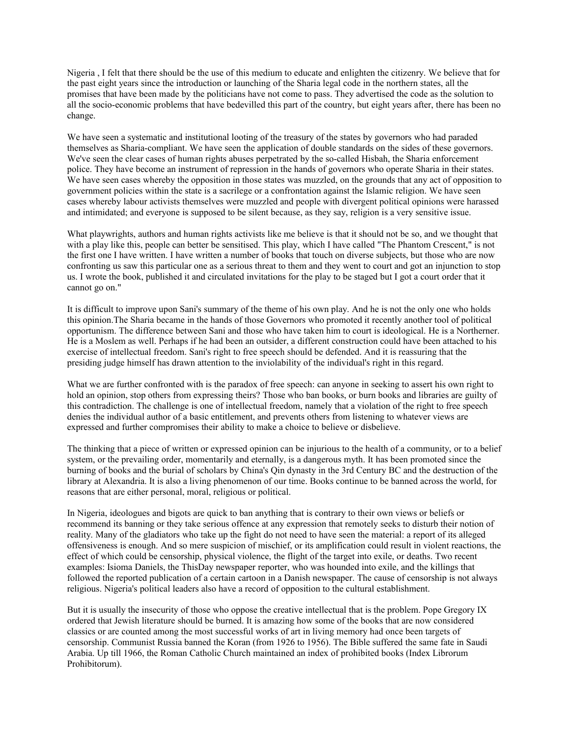Nigeria , I felt that there should be the use of this medium to educate and enlighten the citizenry. We believe that for the past eight years since the introduction or launching of the Sharia legal code in the northern states, all the promises that have been made by the politicians have not come to pass. They advertised the code as the solution to all the socio-economic problems that have bedevilled this part of the country, but eight years after, there has been no change.

We have seen a systematic and institutional looting of the treasury of the states by governors who had paraded themselves as Sharia-compliant. We have seen the application of double standards on the sides of these governors. We've seen the clear cases of human rights abuses perpetrated by the so-called Hisbah, the Sharia enforcement police. They have become an instrument of repression in the hands of governors who operate Sharia in their states. We have seen cases whereby the opposition in those states was muzzled, on the grounds that any act of opposition to government policies within the state is a sacrilege or a confrontation against the Islamic religion. We have seen cases whereby labour activists themselves were muzzled and people with divergent political opinions were harassed and intimidated; and everyone is supposed to be silent because, as they say, religion is a very sensitive issue.

What playwrights, authors and human rights activists like me believe is that it should not be so, and we thought that with a play like this, people can better be sensitised. This play, which I have called "The Phantom Crescent," is not the first one I have written. I have written a number of books that touch on diverse subjects, but those who are now confronting us saw this particular one as a serious threat to them and they went to court and got an injunction to stop us. I wrote the book, published it and circulated invitations for the play to be staged but I got a court order that it cannot go on."

It is difficult to improve upon Sani's summary of the theme of his own play. And he is not the only one who holds this opinion.The Sharia became in the hands of those Governors who promoted it recently another tool of political opportunism. The difference between Sani and those who have taken him to court is ideological. He is a Northerner. He is a Moslem as well. Perhaps if he had been an outsider, a different construction could have been attached to his exercise of intellectual freedom. Sani's right to free speech should be defended. And it is reassuring that the presiding judge himself has drawn attention to the inviolability of the individual's right in this regard.

What we are further confronted with is the paradox of free speech: can anyone in seeking to assert his own right to hold an opinion, stop others from expressing theirs? Those who ban books, or burn books and libraries are guilty of this contradiction. The challenge is one of intellectual freedom, namely that a violation of the right to free speech denies the individual author of a basic entitlement, and prevents others from listening to whatever views are expressed and further compromises their ability to make a choice to believe or disbelieve.

The thinking that a piece of written or expressed opinion can be injurious to the health of a community, or to a belief system, or the prevailing order, momentarily and eternally, is a dangerous myth. It has been promoted since the burning of books and the burial of scholars by China's Qin dynasty in the 3rd Century BC and the destruction of the library at Alexandria. It is also a living phenomenon of our time. Books continue to be banned across the world, for reasons that are either personal, moral, religious or political.

In Nigeria, ideologues and bigots are quick to ban anything that is contrary to their own views or beliefs or recommend its banning or they take serious offence at any expression that remotely seeks to disturb their notion of reality. Many of the gladiators who take up the fight do not need to have seen the material: a report of its alleged offensiveness is enough. And so mere suspicion of mischief, or its amplification could result in violent reactions, the effect of which could be censorship, physical violence, the flight of the target into exile, or deaths. Two recent examples: Isioma Daniels, the ThisDay newspaper reporter, who was hounded into exile, and the killings that followed the reported publication of a certain cartoon in a Danish newspaper. The cause of censorship is not always religious. Nigeria's political leaders also have a record of opposition to the cultural establishment.

But it is usually the insecurity of those who oppose the creative intellectual that is the problem. Pope Gregory IX ordered that Jewish literature should be burned. It is amazing how some of the books that are now considered classics or are counted among the most successful works of art in living memory had once been targets of censorship. Communist Russia banned the Koran (from 1926 to 1956). The Bible suffered the same fate in Saudi Arabia. Up till 1966, the Roman Catholic Church maintained an index of prohibited books (Index Librorum Prohibitorum).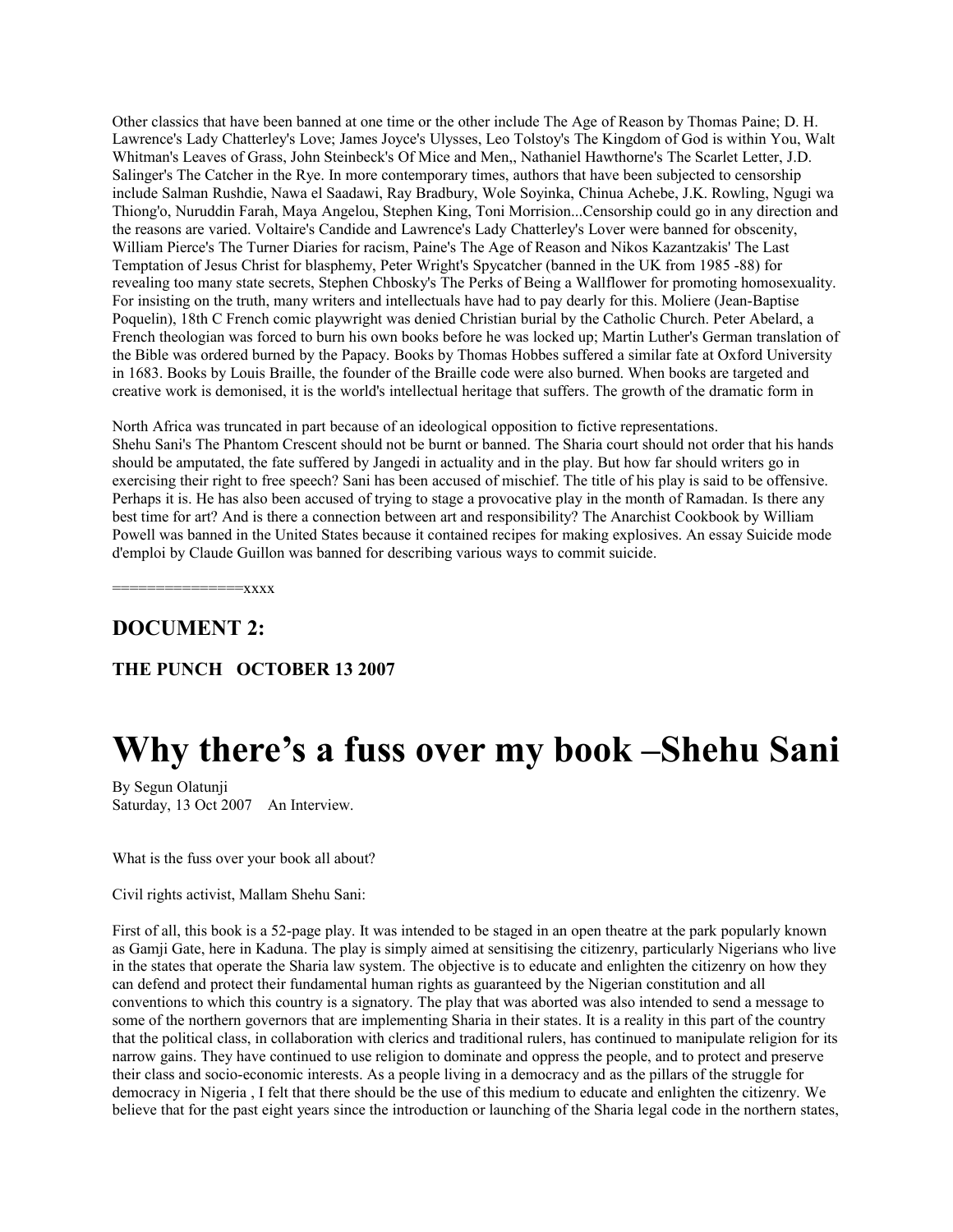Other classics that have been banned at one time or the other include The Age of Reason by Thomas Paine; D. H. Lawrence's Lady Chatterley's Love; James Joyce's Ulysses, Leo Tolstoy's The Kingdom of God is within You, Walt Whitman's Leaves of Grass, John Steinbeck's Of Mice and Men,, Nathaniel Hawthorne's The Scarlet Letter, J.D. Salinger's The Catcher in the Rye. In more contemporary times, authors that have been subjected to censorship include Salman Rushdie, Nawa el Saadawi, Ray Bradbury, Wole Soyinka, Chinua Achebe, J.K. Rowling, Ngugi wa Thiong'o, Nuruddin Farah, Maya Angelou, Stephen King, Toni Morrision...Censorship could go in any direction and the reasons are varied. Voltaire's Candide and Lawrence's Lady Chatterley's Lover were banned for obscenity, William Pierce's The Turner Diaries for racism, Paine's The Age of Reason and Nikos Kazantzakis' The Last Temptation of Jesus Christ for blasphemy, Peter Wright's Spycatcher (banned in the UK from 1985 -88) for revealing too many state secrets, Stephen Chbosky's The Perks of Being a Wallflower for promoting homosexuality. For insisting on the truth, many writers and intellectuals have had to pay dearly for this. Moliere (Jean-Baptise Poquelin), 18th C French comic playwright was denied Christian burial by the Catholic Church. Peter Abelard, a French theologian was forced to burn his own books before he was locked up; Martin Luther's German translation of the Bible was ordered burned by the Papacy. Books by Thomas Hobbes suffered a similar fate at Oxford University in 1683. Books by Louis Braille, the founder of the Braille code were also burned. When books are targeted and creative work is demonised, it is the world's intellectual heritage that suffers. The growth of the dramatic form in

North Africa was truncated in part because of an ideological opposition to fictive representations.
Shehu Sani's The Phantom Crescent should not be burnt or banned. The Sharia court should not order that his hands should be amputated, the fate suffered by Jangedi in actuality and in the play. But how far should writers go in exercising their right to free speech? Sani has been accused of mischief. The title of his play is said to be offensive. Perhaps it is. He has also been accused of trying to stage a provocative play in the month of Ramadan. Is there any best time for art? And is there a connection between art and responsibility? The Anarchist Cookbook by William Powell was banned in the United States because it contained recipes for making explosives. An essay Suicide mode d'emploi by Claude Guillon was banned for describing various ways to commit suicide.

===============xxxx

## DOCUMENT 2:

### THE PUNCH OCTOBER 13 2007

# Why there's a fuss over my book –Shehu Sani

By Segun Olatunji
Saturday, 13 Oct 2007 An Interview.

What is the fuss over your book all about?

Civil rights activist, Mallam Shehu Sani:

First of all, this book is a 52-page play. It was intended to be staged in an open theatre at the park popularly known as Gamji Gate, here in Kaduna. The play is simply aimed at sensitising the citizenry, particularly Nigerians who live in the states that operate the Sharia law system. The objective is to educate and enlighten the citizenry on how they can defend and protect their fundamental human rights as guaranteed by the Nigerian constitution and all conventions to which this country is a signatory. The play that was aborted was also intended to send a message to some of the northern governors that are implementing Sharia in their states. It is a reality in this part of the country that the political class, in collaboration with clerics and traditional rulers, has continued to manipulate religion for its narrow gains. They have continued to use religion to dominate and oppress the people, and to protect and preserve their class and socio-economic interests. As a people living in a democracy and as the pillars of the struggle for democracy in Nigeria , I felt that there should be the use of this medium to educate and enlighten the citizenry. We believe that for the past eight years since the introduction or launching of the Sharia legal code in the northern states,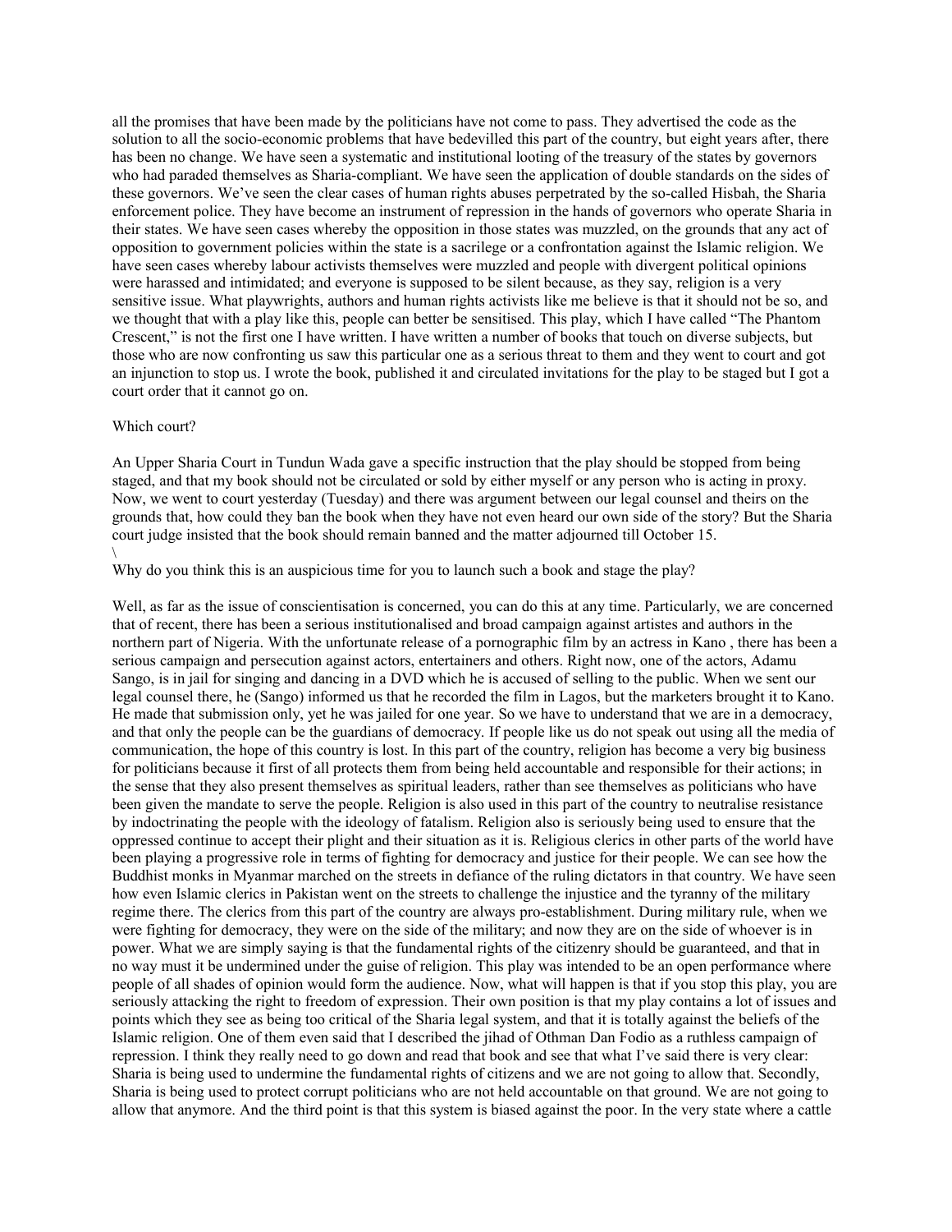all the promises that have been made by the politicians have not come to pass. They advertised the code as the solution to all the socio-economic problems that have bedevilled this part of the country, but eight years after, there has been no change. We have seen a systematic and institutional looting of the treasury of the states by governors who had paraded themselves as Sharia-compliant. We have seen the application of double standards on the sides of these governors. We've seen the clear cases of human rights abuses perpetrated by the so-called Hisbah, the Sharia enforcement police. They have become an instrument of repression in the hands of governors who operate Sharia in their states. We have seen cases whereby the opposition in those states was muzzled, on the grounds that any act of opposition to government policies within the state is a sacrilege or a confrontation against the Islamic religion. We have seen cases whereby labour activists themselves were muzzled and people with divergent political opinions were harassed and intimidated; and everyone is supposed to be silent because, as they say, religion is a very sensitive issue. What playwrights, authors and human rights activists like me believe is that it should not be so, and we thought that with a play like this, people can better be sensitised. This play, which I have called "The Phantom Crescent," is not the first one I have written. I have written a number of books that touch on diverse subjects, but those who are now confronting us saw this particular one as a serious threat to them and they went to court and got an injunction to stop us. I wrote the book, published it and circulated invitations for the play to be staged but I got a court order that it cannot go on.

Which court?

An Upper Sharia Court in Tundun Wada gave a specific instruction that the play should be stopped from being staged, and that my book should not be circulated or sold by either myself or any person who is acting in proxy. Now, we went to court yesterday (Tuesday) and there was argument between our legal counsel and theirs on the grounds that, how could they ban the book when they have not even heard our own side of the story? But the Sharia court judge insisted that the book should remain banned and the matter adjourned till October 15.
\

Why do you think this is an auspicious time for you to launch such a book and stage the play?

Well, as far as the issue of conscientisation is concerned, you can do this at any time. Particularly, we are concerned that of recent, there has been a serious institutionalised and broad campaign against artistes and authors in the northern part of Nigeria. With the unfortunate release of a pornographic film by an actress in Kano , there has been a serious campaign and persecution against actors, entertainers and others. Right now, one of the actors, Adamu Sango, is in jail for singing and dancing in a DVD which he is accused of selling to the public. When we sent our legal counsel there, he (Sango) informed us that he recorded the film in Lagos, but the marketers brought it to Kano. He made that submission only, yet he was jailed for one year. So we have to understand that we are in a democracy, and that only the people can be the guardians of democracy. If people like us do not speak out using all the media of communication, the hope of this country is lost. In this part of the country, religion has become a very big business for politicians because it first of all protects them from being held accountable and responsible for their actions; in the sense that they also present themselves as spiritual leaders, rather than see themselves as politicians who have been given the mandate to serve the people. Religion is also used in this part of the country to neutralise resistance by indoctrinating the people with the ideology of fatalism. Religion also is seriously being used to ensure that the oppressed continue to accept their plight and their situation as it is. Religious clerics in other parts of the world have been playing a progressive role in terms of fighting for democracy and justice for their people. We can see how the Buddhist monks in Myanmar marched on the streets in defiance of the ruling dictators in that country. We have seen how even Islamic clerics in Pakistan went on the streets to challenge the injustice and the tyranny of the military regime there. The clerics from this part of the country are always pro-establishment. During military rule, when we were fighting for democracy, they were on the side of the military; and now they are on the side of whoever is in power. What we are simply saying is that the fundamental rights of the citizenry should be guaranteed, and that in no way must it be undermined under the guise of religion. This play was intended to be an open performance where people of all shades of opinion would form the audience. Now, what will happen is that if you stop this play, you are seriously attacking the right to freedom of expression. Their own position is that my play contains a lot of issues and points which they see as being too critical of the Sharia legal system, and that it is totally against the beliefs of the Islamic religion. One of them even said that I described the jihad of Othman Dan Fodio as a ruthless campaign of repression. I think they really need to go down and read that book and see that what I've said there is very clear: Sharia is being used to undermine the fundamental rights of citizens and we are not going to allow that. Secondly, Sharia is being used to protect corrupt politicians who are not held accountable on that ground. We are not going to allow that anymore. And the third point is that this system is biased against the poor. In the very state where a cattle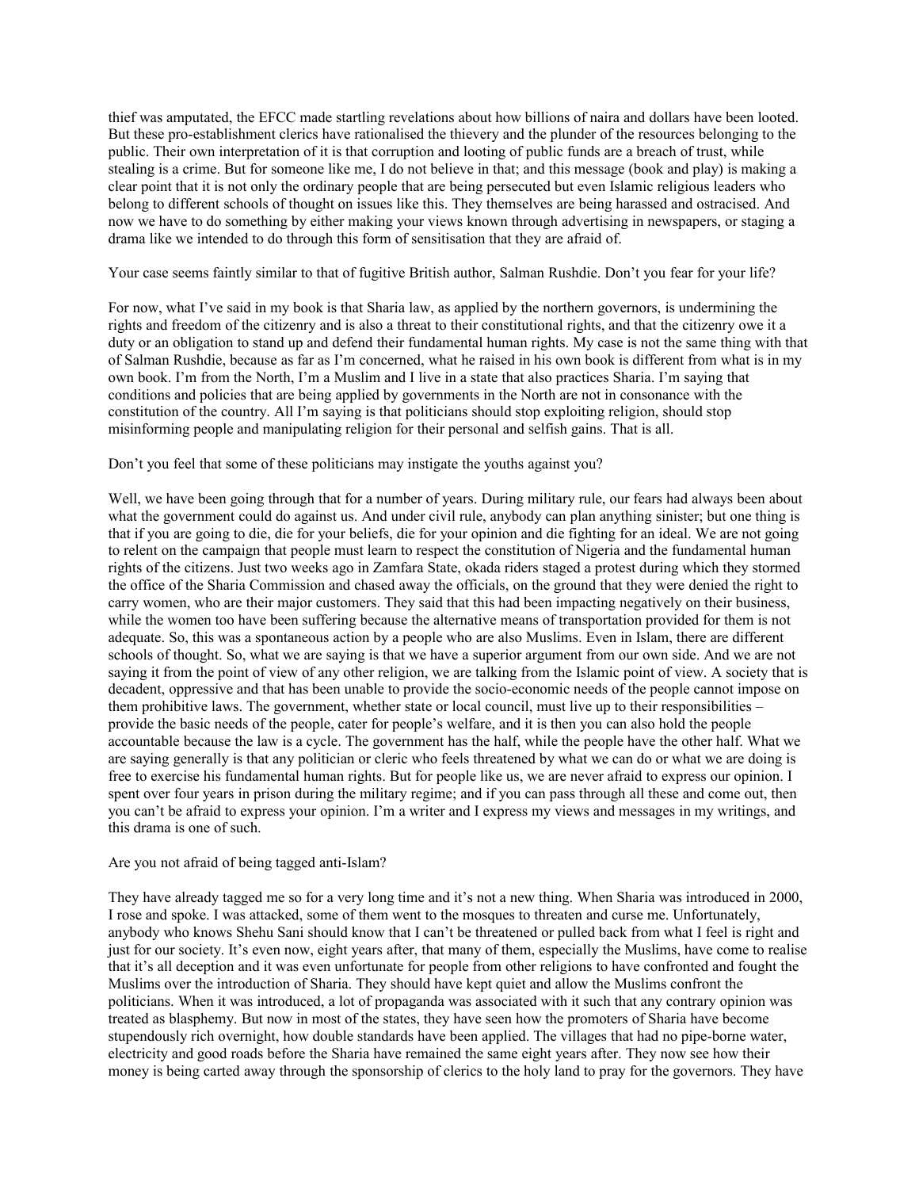thief was amputated, the EFCC made startling revelations about how billions of naira and dollars have been looted. But these pro-establishment clerics have rationalised the thievery and the plunder of the resources belonging to the public. Their own interpretation of it is that corruption and looting of public funds are a breach of trust, while stealing is a crime. But for someone like me, I do not believe in that; and this message (book and play) is making a clear point that it is not only the ordinary people that are being persecuted but even Islamic religious leaders who belong to different schools of thought on issues like this. They themselves are being harassed and ostracised. And now we have to do something by either making your views known through advertising in newspapers, or staging a drama like we intended to do through this form of sensitisation that they are afraid of.

Your case seems faintly similar to that of fugitive British author, Salman Rushdie. Don't you fear for your life?

For now, what I've said in my book is that Sharia law, as applied by the northern governors, is undermining the rights and freedom of the citizenry and is also a threat to their constitutional rights, and that the citizenry owe it a duty or an obligation to stand up and defend their fundamental human rights. My case is not the same thing with that of Salman Rushdie, because as far as I'm concerned, what he raised in his own book is different from what is in my own book. I'm from the North, I'm a Muslim and I live in a state that also practices Sharia. I'm saying that conditions and policies that are being applied by governments in the North are not in consonance with the constitution of the country. All I'm saying is that politicians should stop exploiting religion, should stop misinforming people and manipulating religion for their personal and selfish gains. That is all.

Don't you feel that some of these politicians may instigate the youths against you?

Well, we have been going through that for a number of years. During military rule, our fears had always been about what the government could do against us. And under civil rule, anybody can plan anything sinister; but one thing is that if you are going to die, die for your beliefs, die for your opinion and die fighting for an ideal. We are not going to relent on the campaign that people must learn to respect the constitution of Nigeria and the fundamental human rights of the citizens. Just two weeks ago in Zamfara State, okada riders staged a protest during which they stormed the office of the Sharia Commission and chased away the officials, on the ground that they were denied the right to carry women, who are their major customers. They said that this had been impacting negatively on their business, while the women too have been suffering because the alternative means of transportation provided for them is not adequate. So, this was a spontaneous action by a people who are also Muslims. Even in Islam, there are different schools of thought. So, what we are saying is that we have a superior argument from our own side. And we are not saying it from the point of view of any other religion, we are talking from the Islamic point of view. A society that is decadent, oppressive and that has been unable to provide the socio-economic needs of the people cannot impose on them prohibitive laws. The government, whether state or local council, must live up to their responsibilities – provide the basic needs of the people, cater for people's welfare, and it is then you can also hold the people accountable because the law is a cycle. The government has the half, while the people have the other half. What we are saying generally is that any politician or cleric who feels threatened by what we can do or what we are doing is free to exercise his fundamental human rights. But for people like us, we are never afraid to express our opinion. I spent over four years in prison during the military regime; and if you can pass through all these and come out, then you can't be afraid to express your opinion. I'm a writer and I express my views and messages in my writings, and this drama is one of such.

Are you not afraid of being tagged anti-Islam?

They have already tagged me so for a very long time and it's not a new thing. When Sharia was introduced in 2000, I rose and spoke. I was attacked, some of them went to the mosques to threaten and curse me. Unfortunately, anybody who knows Shehu Sani should know that I can't be threatened or pulled back from what I feel is right and just for our society. It's even now, eight years after, that many of them, especially the Muslims, have come to realise that it's all deception and it was even unfortunate for people from other religions to have confronted and fought the Muslims over the introduction of Sharia. They should have kept quiet and allow the Muslims confront the politicians. When it was introduced, a lot of propaganda was associated with it such that any contrary opinion was treated as blasphemy. But now in most of the states, they have seen how the promoters of Sharia have become stupendously rich overnight, how double standards have been applied. The villages that had no pipe-borne water, electricity and good roads before the Sharia have remained the same eight years after. They now see how their money is being carted away through the sponsorship of clerics to the holy land to pray for the governors. They have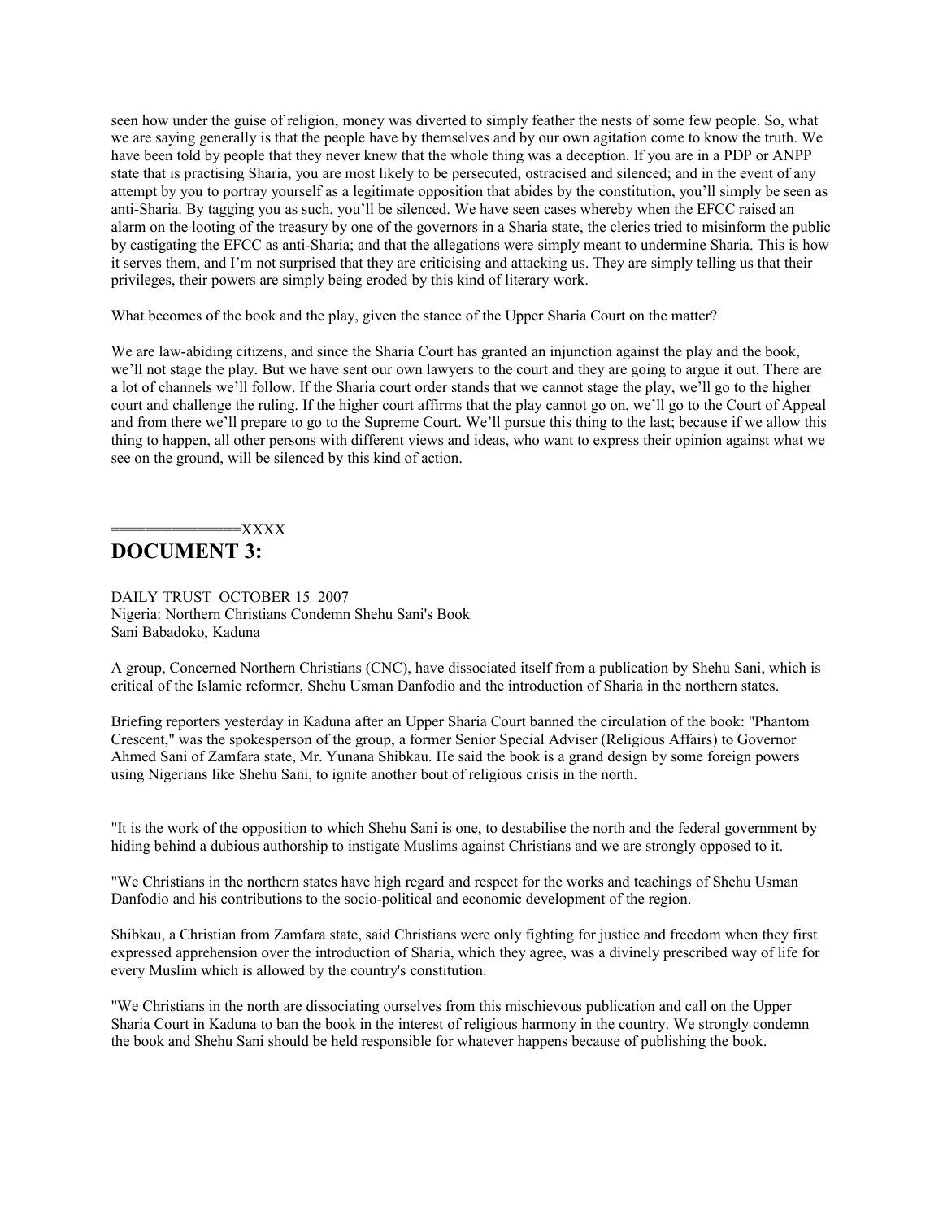seen how under the guise of religion, money was diverted to simply feather the nests of some few people. So, what we are saying generally is that the people have by themselves and by our own agitation come to know the truth. We have been told by people that they never knew that the whole thing was a deception. If you are in a PDP or ANPP state that is practising Sharia, you are most likely to be persecuted, ostracised and silenced; and in the event of any attempt by you to portray yourself as a legitimate opposition that abides by the constitution, you'll simply be seen as anti-Sharia. By tagging you as such, you'll be silenced. We have seen cases whereby when the EFCC raised an alarm on the looting of the treasury by one of the governors in a Sharia state, the clerics tried to misinform the public by castigating the EFCC as anti-Sharia; and that the allegations were simply meant to undermine Sharia. This is how it serves them, and I'm not surprised that they are criticising and attacking us. They are simply telling us that their privileges, their powers are simply being eroded by this kind of literary work.

What becomes of the book and the play, given the stance of the Upper Sharia Court on the matter?

We are law-abiding citizens, and since the Sharia Court has granted an injunction against the play and the book, we'll not stage the play. But we have sent our own lawyers to the court and they are going to argue it out. There are a lot of channels we'll follow. If the Sharia court order stands that we cannot stage the play, we'll go to the higher court and challenge the ruling. If the higher court affirms that the play cannot go on, we'll go to the Court of Appeal and from there we'll prepare to go to the Supreme Court. We'll pursue this thing to the last; because if we allow this thing to happen, all other persons with different views and ideas, who want to express their opinion against what we see on the ground, will be silenced by this kind of action.

===============XXXX

# DOCUMENT 3:

DAILY TRUST OCTOBER 15 2007
Nigeria: Northern Christians Condemn Shehu Sani's Book
Sani Babadoko, Kaduna

A group, Concerned Northern Christians (CNC), have dissociated itself from a publication by Shehu Sani, which is critical of the Islamic reformer, Shehu Usman Danfodio and the introduction of Sharia in the northern states.

Briefing reporters yesterday in Kaduna after an Upper Sharia Court banned the circulation of the book: "Phantom Crescent," was the spokesperson of the group, a former Senior Special Adviser (Religious Affairs) to Governor Ahmed Sani of Zamfara state, Mr. Yunana Shibkau. He said the book is a grand design by some foreign powers using Nigerians like Shehu Sani, to ignite another bout of religious crisis in the north.

"It is the work of the opposition to which Shehu Sani is one, to destabilise the north and the federal government by hiding behind a dubious authorship to instigate Muslims against Christians and we are strongly opposed to it.

"We Christians in the northern states have high regard and respect for the works and teachings of Shehu Usman Danfodio and his contributions to the socio-political and economic development of the region.

Shibkau, a Christian from Zamfara state, said Christians were only fighting for justice and freedom when they first expressed apprehension over the introduction of Sharia, which they agree, was a divinely prescribed way of life for every Muslim which is allowed by the country's constitution.

"We Christians in the north are dissociating ourselves from this mischievous publication and call on the Upper Sharia Court in Kaduna to ban the book in the interest of religious harmony in the country. We strongly condemn the book and Shehu Sani should be held responsible for whatever happens because of publishing the book.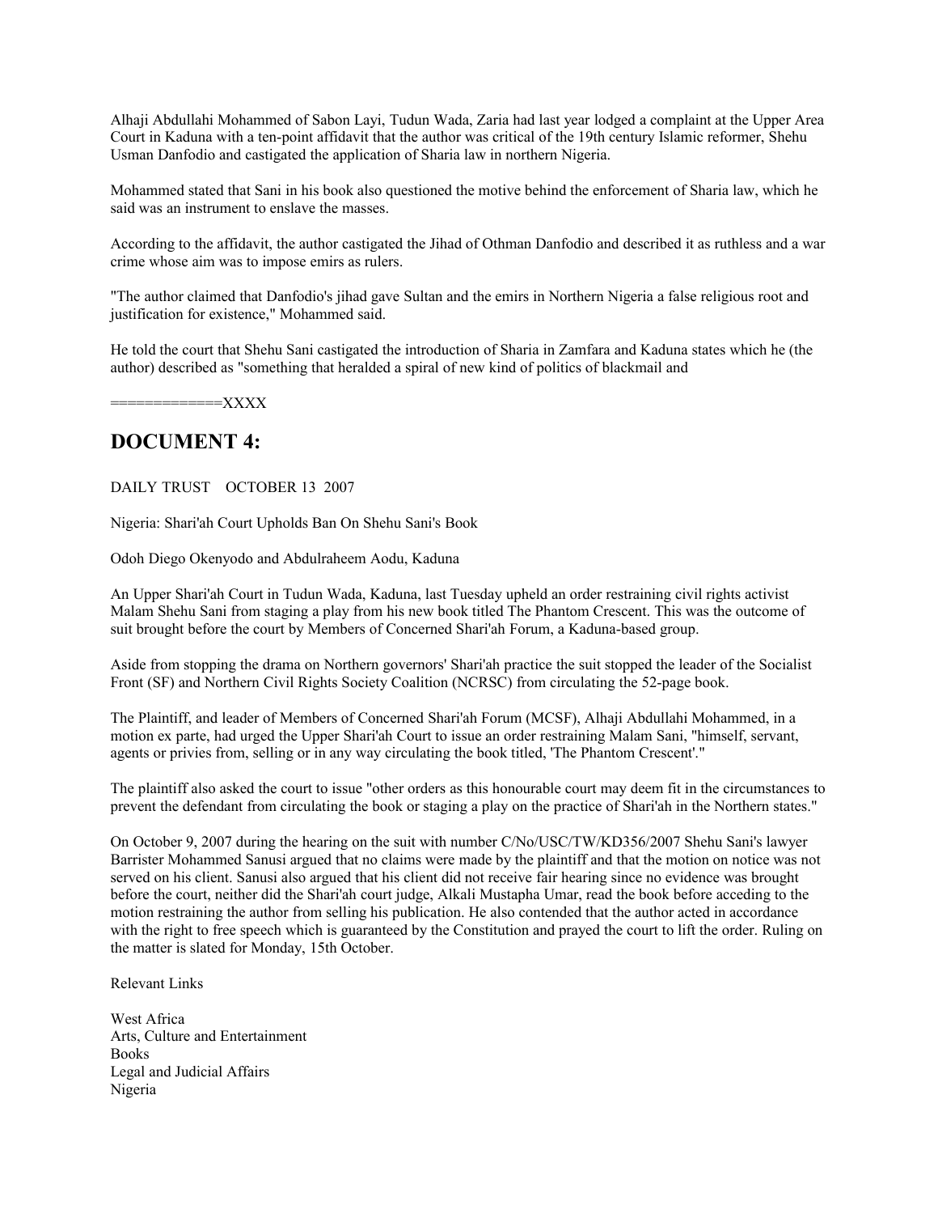Alhaji Abdullahi Mohammed of Sabon Layi, Tudun Wada, Zaria had last year lodged a complaint at the Upper Area Court in Kaduna with a ten-point affidavit that the author was critical of the 19th century Islamic reformer, Shehu Usman Danfodio and castigated the application of Sharia law in northern Nigeria.

Mohammed stated that Sani in his book also questioned the motive behind the enforcement of Sharia law, which he said was an instrument to enslave the masses.

According to the affidavit, the author castigated the Jihad of Othman Danfodio and described it as ruthless and a war crime whose aim was to impose emirs as rulers.

"The author claimed that Danfodio's jihad gave Sultan and the emirs in Northern Nigeria a false religious root and justification for existence," Mohammed said.

He told the court that Shehu Sani castigated the introduction of Sharia in Zamfara and Kaduna states which he (the author) described as "something that heralded a spiral of new kind of politics of blackmail and

=============XXXX

## DOCUMENT 4:

DAILY TRUST    OCTOBER 13  2007

Nigeria: Shari'ah Court Upholds Ban On Shehu Sani's Book

Odoh Diego Okenyodo and Abdulraheem Aodu, Kaduna

An Upper Shari'ah Court in Tudun Wada, Kaduna, last Tuesday upheld an order restraining civil rights activist Malam Shehu Sani from staging a play from his new book titled The Phantom Crescent. This was the outcome of suit brought before the court by Members of Concerned Shari'ah Forum, a Kaduna-based group.

Aside from stopping the drama on Northern governors' Shari'ah practice the suit stopped the leader of the Socialist Front (SF) and Northern Civil Rights Society Coalition (NCRSC) from circulating the 52-page book.

The Plaintiff, and leader of Members of Concerned Shari'ah Forum (MCSF), Alhaji Abdullahi Mohammed, in a motion ex parte, had urged the Upper Shari'ah Court to issue an order restraining Malam Sani, "himself, servant, agents or privies from, selling or in any way circulating the book titled, 'The Phantom Crescent'."

The plaintiff also asked the court to issue "other orders as this honourable court may deem fit in the circumstances to prevent the defendant from circulating the book or staging a play on the practice of Shari'ah in the Northern states."

On October 9, 2007 during the hearing on the suit with number C/No/USC/TW/KD356/2007 Shehu Sani's lawyer Barrister Mohammed Sanusi argued that no claims were made by the plaintiff and that the motion on notice was not served on his client. Sanusi also argued that his client did not receive fair hearing since no evidence was brought before the court, neither did the Shari'ah court judge, Alkali Mustapha Umar, read the book before acceding to the motion restraining the author from selling his publication. He also contended that the author acted in accordance with the right to free speech which is guaranteed by the Constitution and prayed the court to lift the order. Ruling on the matter is slated for Monday, 15th October.

Relevant Links

West Africa
Arts, Culture and Entertainment
Books
Legal and Judicial Affairs
Nigeria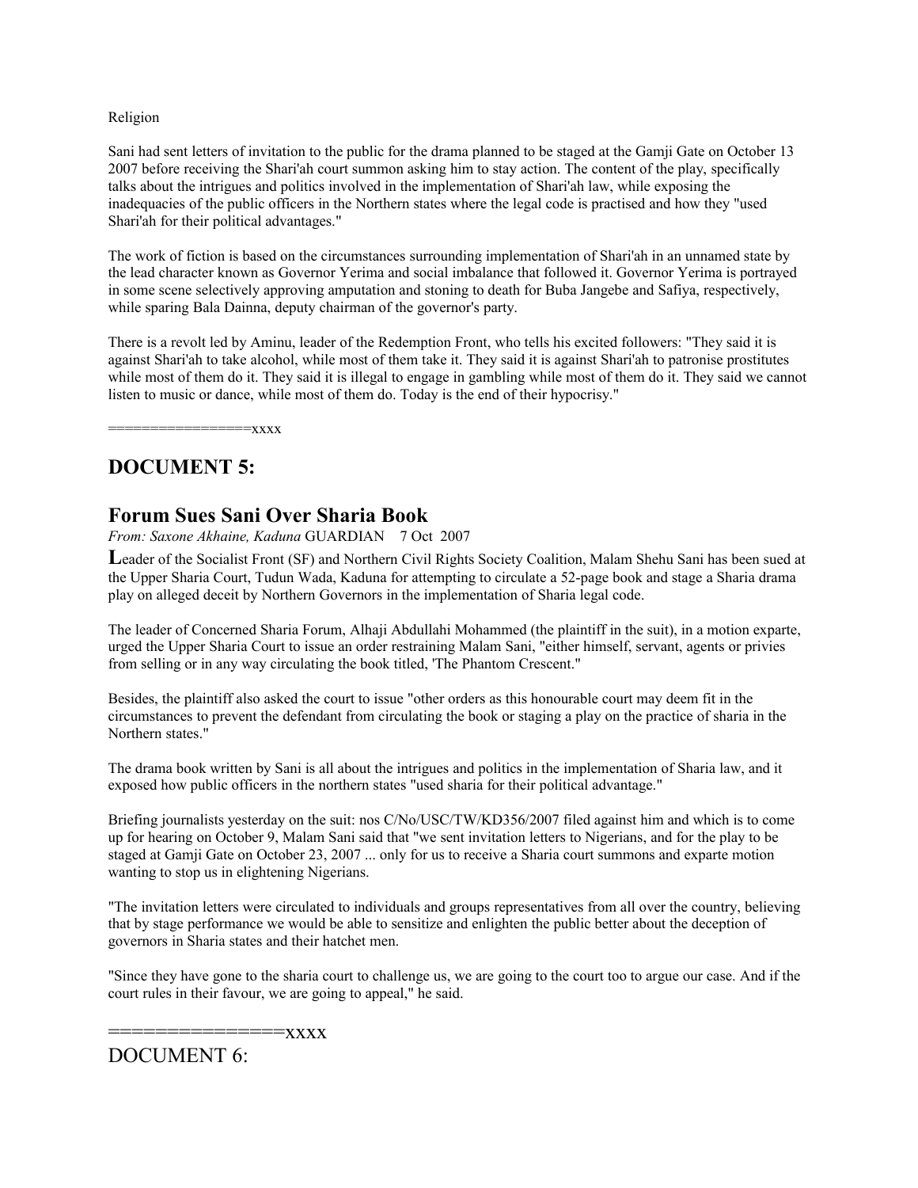Religion

Sani had sent letters of invitation to the public for the drama planned to be staged at the Gamji Gate on October 13 2007 before receiving the Shari'ah court summon asking him to stay action. The content of the play, specifically talks about the intrigues and politics involved in the implementation of Shari'ah law, while exposing the inadequacies of the public officers in the Northern states where the legal code is practised and how they "used Shari'ah for their political advantages."

The work of fiction is based on the circumstances surrounding implementation of Shari'ah in an unnamed state by the lead character known as Governor Yerima and social imbalance that followed it. Governor Yerima is portrayed in some scene selectively approving amputation and stoning to death for Buba Jangebe and Safiya, respectively, while sparing Bala Dainna, deputy chairman of the governor's party.

There is a revolt led by Aminu, leader of the Redemption Front, who tells his excited followers: "They said it is against Shari'ah to take alcohol, while most of them take it. They said it is against Shari'ah to patronise prostitutes while most of them do it. They said it is illegal to engage in gambling while most of them do it. They said we cannot listen to music or dance, while most of them do. Today is the end of their hypocrisy."

=================xxxx

## DOCUMENT 5:

## Forum Sues Sani Over Sharia Book

*From: Saxone Akhaine, Kaduna* GUARDIAN 7 Oct 2007

**L**eader of the Socialist Front (SF) and Northern Civil Rights Society Coalition, Malam Shehu Sani has been sued at the Upper Sharia Court, Tudun Wada, Kaduna for attempting to circulate a 52-page book and stage a Sharia drama play on alleged deceit by Northern Governors in the implementation of Sharia legal code.

The leader of Concerned Sharia Forum, Alhaji Abdullahi Mohammed (the plaintiff in the suit), in a motion exparte, urged the Upper Sharia Court to issue an order restraining Malam Sani, "either himself, servant, agents or privies from selling or in any way circulating the book titled, 'The Phantom Crescent."

Besides, the plaintiff also asked the court to issue "other orders as this honourable court may deem fit in the circumstances to prevent the defendant from circulating the book or staging a play on the practice of sharia in the Northern states."

The drama book written by Sani is all about the intrigues and politics in the implementation of Sharia law, and it exposed how public officers in the northern states "used sharia for their political advantage."

Briefing journalists yesterday on the suit: nos C/No/USC/TW/KD356/2007 filed against him and which is to come up for hearing on October 9, Malam Sani said that "we sent invitation letters to Nigerians, and for the play to be staged at Gamji Gate on October 23, 2007 ... only for us to receive a Sharia court summons and exparte motion wanting to stop us in elightening Nigerians.

"The invitation letters were circulated to individuals and groups representatives from all over the country, believing that by stage performance we would be able to sensitize and enlighten the public better about the deception of governors in Sharia states and their hatchet men.

"Since they have gone to the sharia court to challenge us, we are going to the court too to argue our case. And if the court rules in their favour, we are going to appeal," he said.

================xxxx

DOCUMENT 6: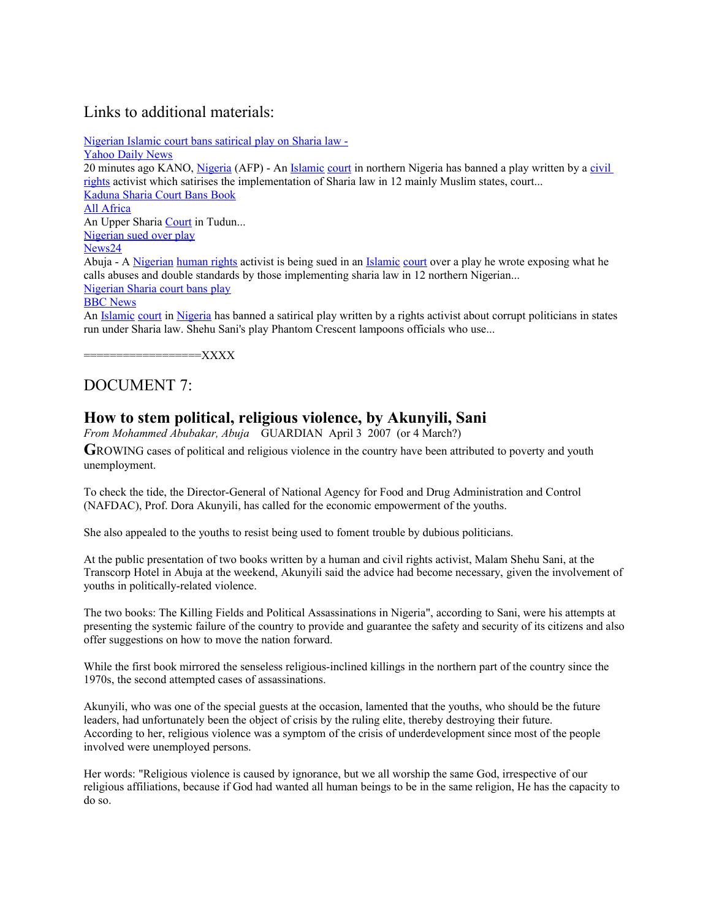## Links to additional materials:

[Nigerian Islamic court bans satirical play on Sharia law - Yahoo Daily News]()
20 minutes ago KANO, [Nigeria]() (AFP) - An [Islamic]() [court]() in northern Nigeria has banned a play written by a [civil rights]() activist which satirises the implementation of Sharia law in 12 mainly Muslim states, court...
[Kaduna Sharia Court Bans Book]()
[All Africa]()
An Upper Sharia [Court]() in Tudun...
[Nigerian sued over play]()
[News24]()
Abuja - A [Nigerian]() [human rights]() activist is being sued in an [Islamic]() [court]() over a play he wrote exposing what he calls abuses and double standards by those implementing sharia law in 12 northern Nigerian...
[Nigerian Sharia court bans play]()
[BBC News]()
An [Islamic]() [court]() in [Nigeria]() has banned a satirical play written by a rights activist about corrupt politicians in states run under Sharia law. Shehu Sani's play Phantom Crescent lampoons officials who use...

==================XXXX

## DOCUMENT 7:

### How to stem political, religious violence, by Akunyili, Sani

*From Mohammed Abubakar, Abuja* GUARDIAN April 3 2007 (or 4 March?)

**G**ROWING cases of political and religious violence in the country have been attributed to poverty and youth unemployment.

To check the tide, the Director-General of National Agency for Food and Drug Administration and Control (NAFDAC), Prof. Dora Akunyili, has called for the economic empowerment of the youths.

She also appealed to the youths to resist being used to foment trouble by dubious politicians.

At the public presentation of two books written by a human and civil rights activist, Malam Shehu Sani, at the Transcorp Hotel in Abuja at the weekend, Akunyili said the advice had become necessary, given the involvement of youths in politically-related violence.

The two books: The Killing Fields and Political Assassinations in Nigeria", according to Sani, were his attempts at presenting the systemic failure of the country to provide and guarantee the safety and security of its citizens and also offer suggestions on how to move the nation forward.

While the first book mirrored the senseless religious-inclined killings in the northern part of the country since the 1970s, the second attempted cases of assassinations.

Akunyili, who was one of the special guests at the occasion, lamented that the youths, who should be the future leaders, had unfortunately been the object of crisis by the ruling elite, thereby destroying their future.
According to her, religious violence was a symptom of the crisis of underdevelopment since most of the people involved were unemployed persons.

Her words: "Religious violence is caused by ignorance, but we all worship the same God, irrespective of our religious affiliations, because if God had wanted all human beings to be in the same religion, He has the capacity to do so.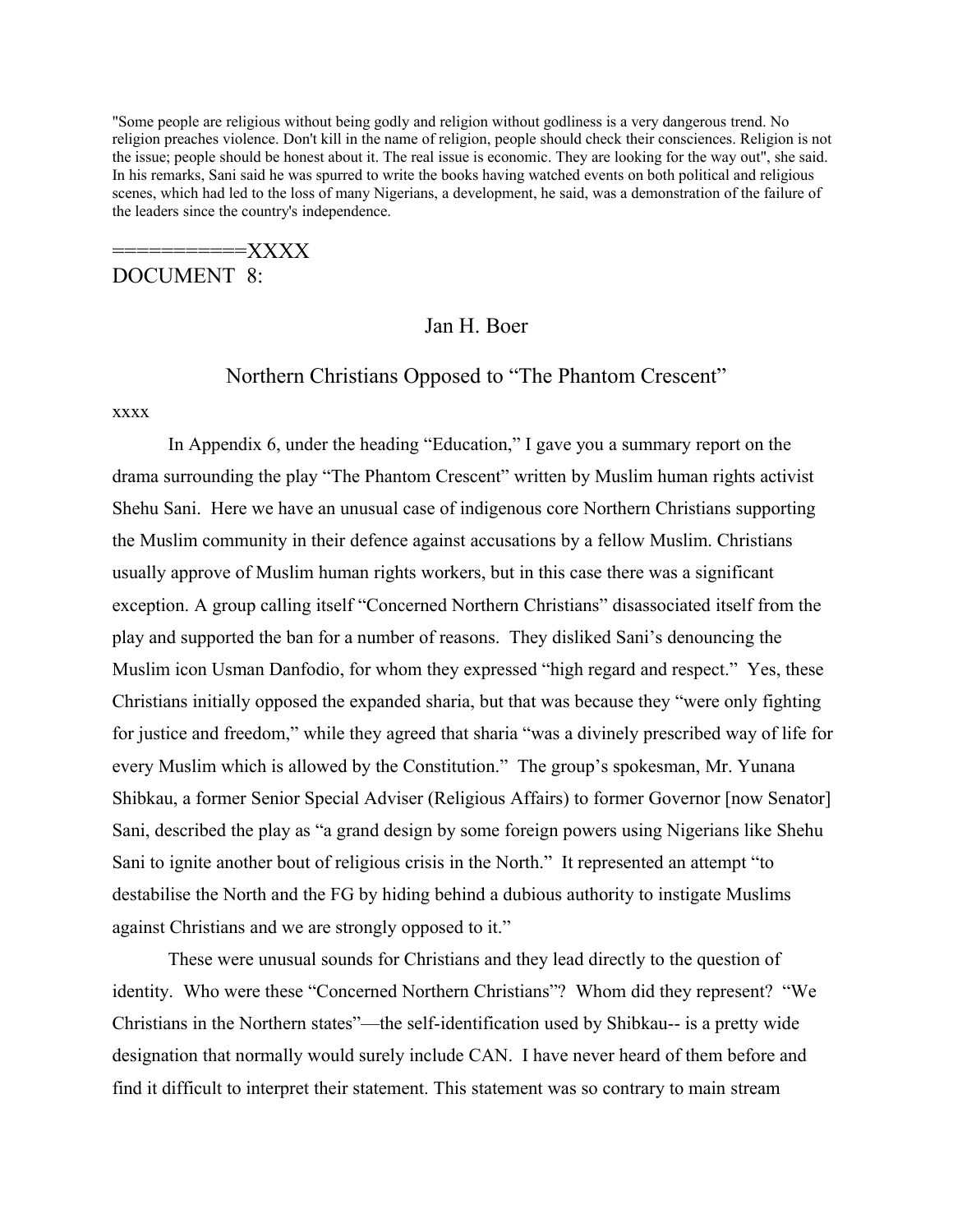"Some people are religious without being godly and religion without godliness is a very dangerous trend. No religion preaches violence. Don't kill in the name of religion, people should check their consciences. Religion is not the issue; people should be honest about it. The real issue is economic. They are looking for the way out", she said. In his remarks, Sani said he was spurred to write the books having watched events on both political and religious scenes, which had led to the loss of many Nigerians, a development, he said, was a demonstration of the failure of the leaders since the country's independence.

===========XXXX
DOCUMENT 8:

Jan H. Boer

Northern Christians Opposed to "The Phantom Crescent"

xxxx

In Appendix 6, under the heading "Education," I gave you a summary report on the drama surrounding the play "The Phantom Crescent" written by Muslim human rights activist Shehu Sani. Here we have an unusual case of indigenous core Northern Christians supporting the Muslim community in their defence against accusations by a fellow Muslim. Christians usually approve of Muslim human rights workers, but in this case there was a significant exception. A group calling itself "Concerned Northern Christians" disassociated itself from the play and supported the ban for a number of reasons. They disliked Sani's denouncing the Muslim icon Usman Danfodio, for whom they expressed "high regard and respect." Yes, these Christians initially opposed the expanded sharia, but that was because they "were only fighting for justice and freedom," while they agreed that sharia "was a divinely prescribed way of life for every Muslim which is allowed by the Constitution." The group's spokesman, Mr. Yunana Shibkau, a former Senior Special Adviser (Religious Affairs) to former Governor [now Senator] Sani, described the play as "a grand design by some foreign powers using Nigerians like Shehu Sani to ignite another bout of religious crisis in the North." It represented an attempt "to destabilise the North and the FG by hiding behind a dubious authority to instigate Muslims against Christians and we are strongly opposed to it."

These were unusual sounds for Christians and they lead directly to the question of identity. Who were these "Concerned Northern Christians"? Whom did they represent? "We Christians in the Northern states"—the self-identification used by Shibkau-- is a pretty wide designation that normally would surely include CAN. I have never heard of them before and find it difficult to interpret their statement. This statement was so contrary to main stream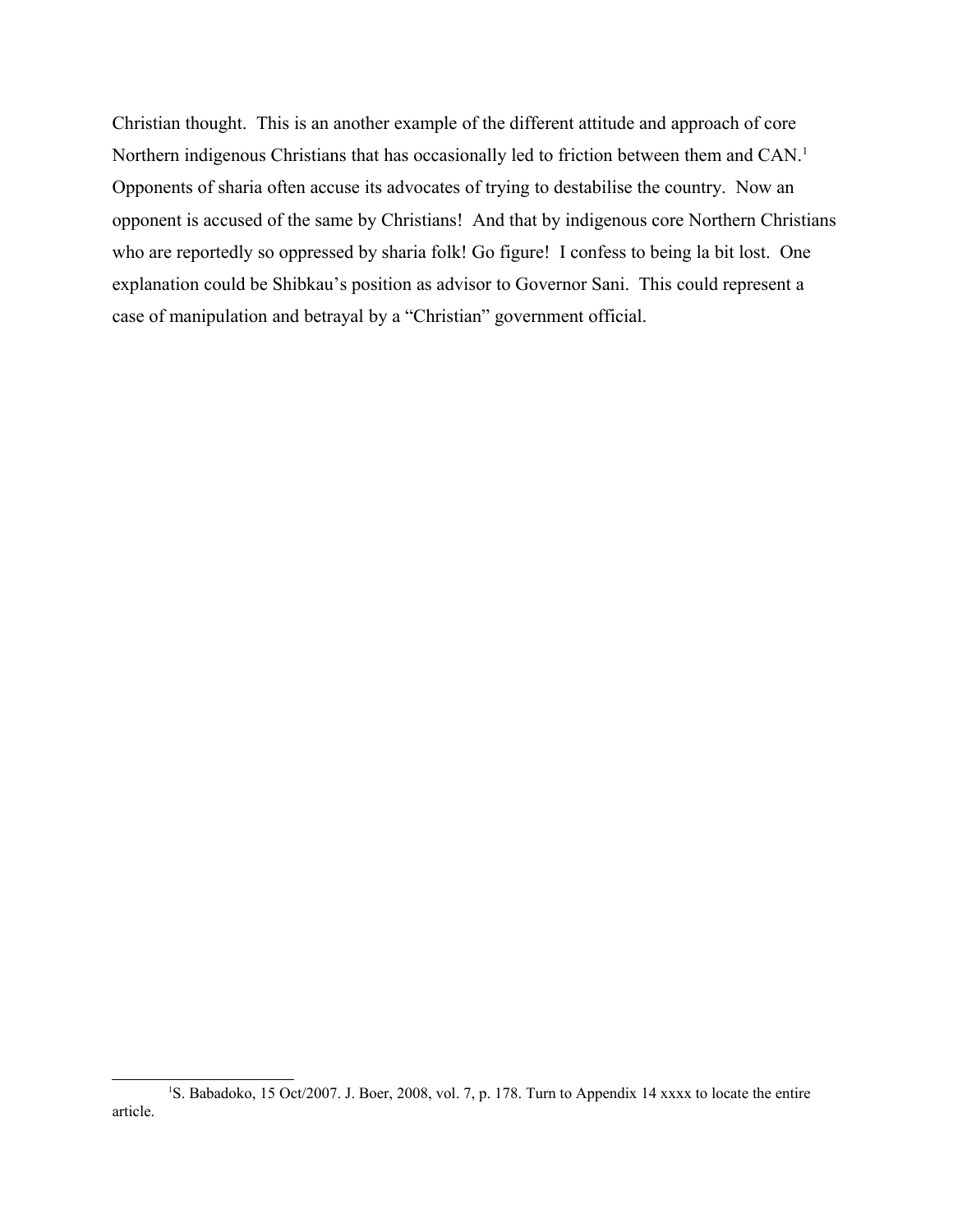Christian thought. This is an another example of the different attitude and approach of core Northern indigenous Christians that has occasionally led to friction between them and CAN.[1] Opponents of sharia often accuse its advocates of trying to destabilise the country. Now an opponent is accused of the same by Christians! And that by indigenous core Northern Christians who are reportedly so oppressed by sharia folk! Go figure! I confess to being la bit lost. One explanation could be Shibkau's position as advisor to Governor Sani. This could represent a case of manipulation and betrayal by a "Christian" government official.

---

[1]S. Babadoko, 15 Oct/2007. J. Boer, 2008, vol. 7, p. 178. Turn to Appendix 14 xxxx to locate the entire article.